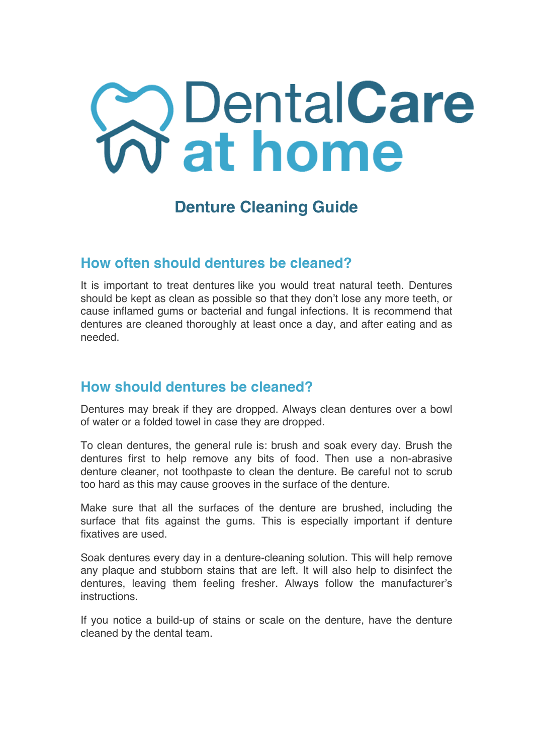# DentalCare at home

## Denture Cleaning Guide

### How often should dentures be cleaned?

It is important to treat dentures like you would treat natural teeth. Dentures should be kept as clean as possible so that they don't lose any more teeth, or cause inflamed gums or bacterial and fungal infections. It is recommend that dentures are cleaned thoroughly at least once a day, and after eating and as needed.

### How should dentures be cleaned?

Dentures may break if they are dropped. Always clean dentures over a bowl of water or a folded towel in case they are dropped.

To clean dentures, the general rule is: brush and soak every day. Brush the dentures first to help remove any bits of food. Then use a non-abrasive denture cleaner, not toothpaste to clean the denture. Be careful not to scrub too hard as this may cause grooves in the surface of the denture.

Make sure that all the surfaces of the denture are brushed, including the surface that fits against the gums. This is especially important if denture fixatives are used.

Soak dentures every day in a denture-cleaning solution. This will help remove any plaque and stubborn stains that are left. It will also help to disinfect the dentures, leaving them feeling fresher. Always follow the manufacturer's instructions.

If you notice a build-up of stains or scale on the denture, have the denture cleaned by the dental team.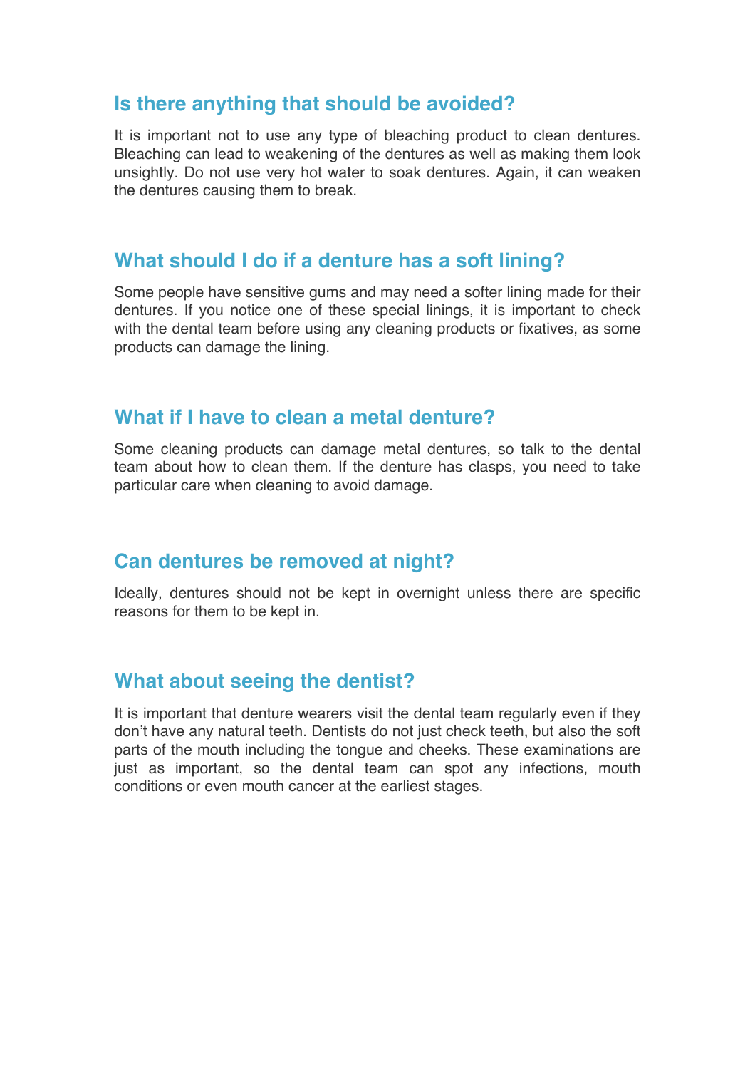## Is there anything that should be avoided?

It is important not to use any type of bleaching product to clean dentures. Bleaching can lead to weakening of the dentures as well as making them look unsightly. Do not use very hot water to soak dentures. Again, it can weaken the dentures causing them to break.

## What should I do if a denture has a soft lining?

Some people have sensitive gums and may need a softer lining made for their dentures. If you notice one of these special linings, it is important to check with the dental team before using any cleaning products or fixatives, as some products can damage the lining.

## What if I have to clean a metal denture?

Some cleaning products can damage metal dentures, so talk to the dental team about how to clean them. If the denture has clasps, you need to take particular care when cleaning to avoid damage.

## Can dentures be removed at night?

Ideally, dentures should not be kept in overnight unless there are specific reasons for them to be kept in.

## What about seeing the dentist?

It is important that denture wearers visit the dental team regularly even if they don't have any natural teeth. Dentists do not just check teeth, but also the soft parts of the mouth including the tongue and cheeks. These examinations are just as important, so the dental team can spot any infections, mouth conditions or even mouth cancer at the earliest stages.